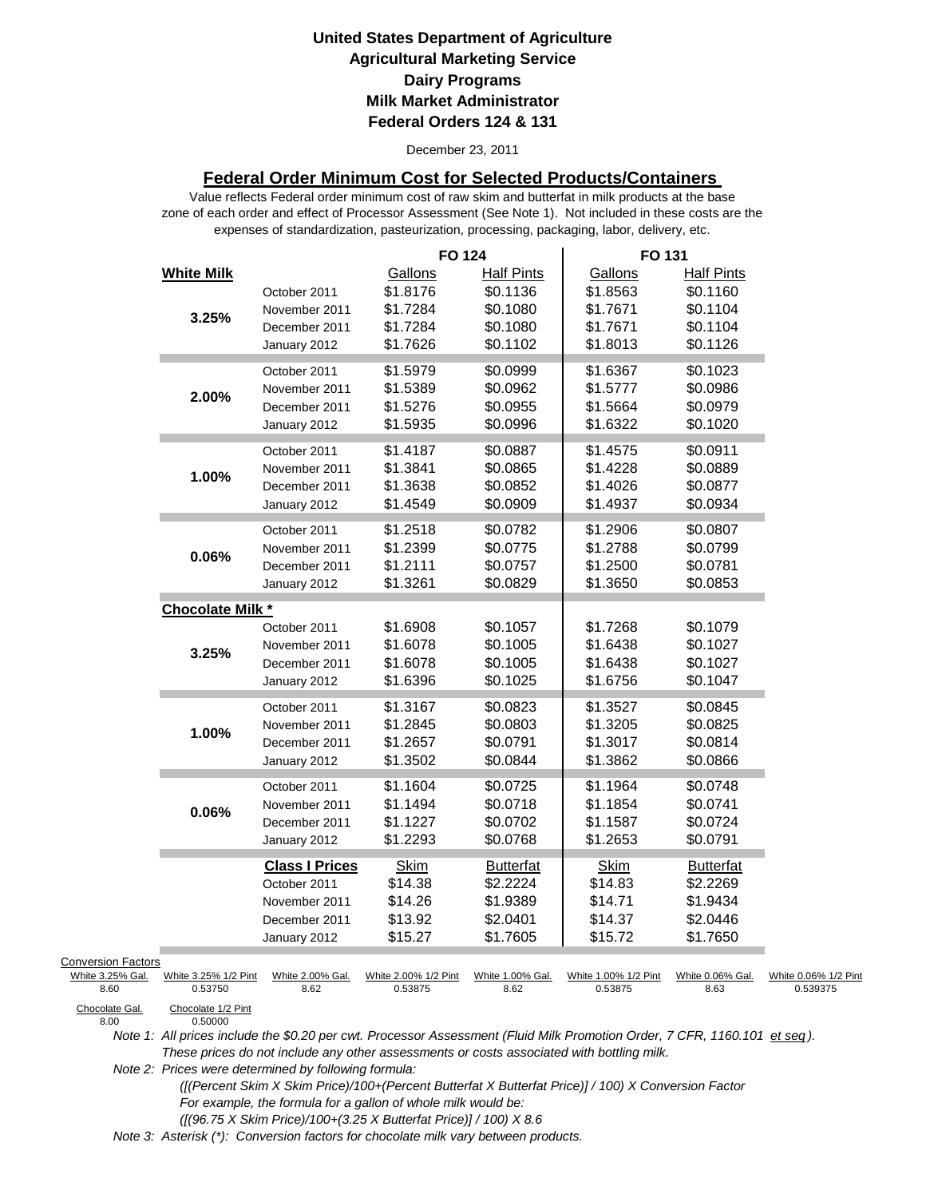# United States Department of Agriculture
## Agricultural Marketing Service
## Dairy Programs
## Milk Market Administrator
## Federal Orders 124 & 131

December 23, 2011

### Federal Order Minimum Cost for Selected Products/Containers

Value reflects Federal order minimum cost of raw skim and butterfat in milk products at the base zone of each order and effect of Processor Assessment (See Note 1). Not included in these costs are the expenses of standardization, pasteurization, processing, packaging, labor, delivery, etc.

| | | FO 124 | | FO 131 | |
|---|---|---|---|---|---|
| **White Milk** | | Gallons | Half Pints | Gallons | Half Pints |
| **3.25%** | October 2011 | $1.8176 | $0.1136 | $1.8563 | $0.1160 |
| | November 2011 | $1.7284 | $0.1080 | $1.7671 | $0.1104 |
| | December 2011 | $1.7284 | $0.1080 | $1.7671 | $0.1104 |
| | January 2012 | $1.7626 | $0.1102 | $1.8013 | $0.1126 |
| **2.00%** | October 2011 | $1.5979 | $0.0999 | $1.6367 | $0.1023 |
| | November 2011 | $1.5389 | $0.0962 | $1.5777 | $0.0986 |
| | December 2011 | $1.5276 | $0.0955 | $1.5664 | $0.0979 |
| | January 2012 | $1.5935 | $0.0996 | $1.6322 | $0.1020 |
| **1.00%** | October 2011 | $1.4187 | $0.0887 | $1.4575 | $0.0911 |
| | November 2011 | $1.3841 | $0.0865 | $1.4228 | $0.0889 |
| | December 2011 | $1.3638 | $0.0852 | $1.4026 | $0.0877 |
| | January 2012 | $1.4549 | $0.0909 | $1.4937 | $0.0934 |
| **0.06%** | October 2011 | $1.2518 | $0.0782 | $1.2906 | $0.0807 |
| | November 2011 | $1.2399 | $0.0775 | $1.2788 | $0.0799 |
| | December 2011 | $1.2111 | $0.0757 | $1.2500 | $0.0781 |
| | January 2012 | $1.3261 | $0.0829 | $1.3650 | $0.0853 |
| **Chocolate Milk *** | | | | | |
| **3.25%** | October 2011 | $1.6908 | $0.1057 | $1.7268 | $0.1079 |
| | November 2011 | $1.6078 | $0.1005 | $1.6438 | $0.1027 |
| | December 2011 | $1.6078 | $0.1005 | $1.6438 | $0.1027 |
| | January 2012 | $1.6396 | $0.1025 | $1.6756 | $0.1047 |
| **1.00%** | October 2011 | $1.3167 | $0.0823 | $1.3527 | $0.0845 |
| | November 2011 | $1.2845 | $0.0803 | $1.3205 | $0.0825 |
| | December 2011 | $1.2657 | $0.0791 | $1.3017 | $0.0814 |
| | January 2012 | $1.3502 | $0.0844 | $1.3862 | $0.0866 |
| **0.06%** | October 2011 | $1.1604 | $0.0725 | $1.1964 | $0.0748 |
| | November 2011 | $1.1494 | $0.0718 | $1.1854 | $0.0741 |
| | December 2011 | $1.1227 | $0.0702 | $1.1587 | $0.0724 |
| | January 2012 | $1.2293 | $0.0768 | $1.2653 | $0.0791 |
| | **Class I Prices** | Skim | Butterfat | Skim | Butterfat |
| | October 2011 | $14.38 | $2.2224 | $14.83 | $2.2269 |
| | November 2011 | $14.26 | $1.9389 | $14.71 | $1.9434 |
| | December 2011 | $13.92 | $2.0401 | $14.37 | $2.0446 |
| | January 2012 | $15.27 | $1.7605 | $15.72 | $1.7650 |

Conversion Factors

| White 3.25% Gal. | White 3.25% 1/2 Pint | White 2.00% Gal. | White 2.00% 1/2 Pint | White 1.00% Gal. | White 1.00% 1/2 Pint | White 0.06% Gal. | White 0.06% 1/2 Pint |
|---|---|---|---|---|---|---|---|
| 8.60 | 0.53750 | 8.62 | 0.53875 | 8.62 | 0.53875 | 8.63 | 0.539375 |

| Chocolate Gal. | Chocolate 1/2 Pint |
|---|---|
| 8.00 | 0.50000 |

*Note 1: All prices include the $0.20 per cwt. Processor Assessment (Fluid Milk Promotion Order, 7 CFR, 1160.101 et seq). These prices do not include any other assessments or costs associated with bottling milk.*

*Note 2: Prices were determined by following formula:*

*([(Percent Skim X Skim Price)/100+(Percent Butterfat X Butterfat Price)] / 100) X Conversion Factor*

*For example, the formula for a gallon of whole milk would be:*

*([(96.75 X Skim Price)/100+(3.25 X Butterfat Price)] / 100) X 8.6*

*Note 3: Asterisk (*): Conversion factors for chocolate milk vary between products.*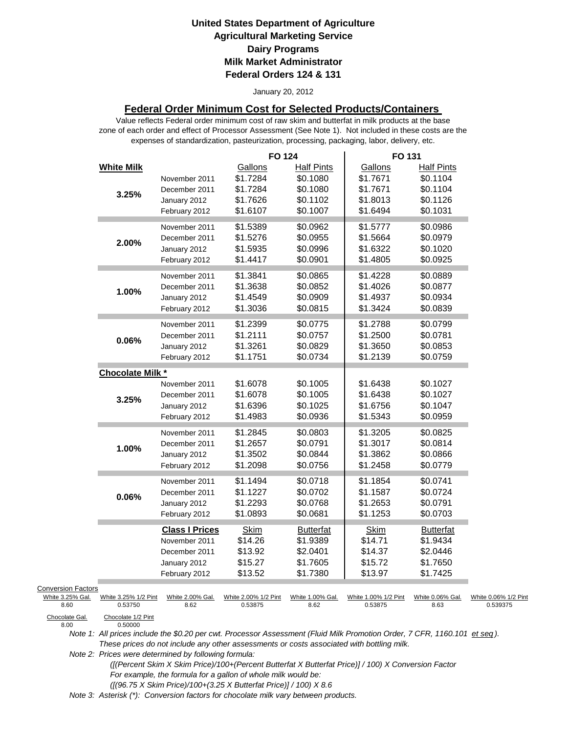**United States Department of Agriculture**
**Agricultural Marketing Service**
**Dairy Programs**
**Milk Market Administrator**
**Federal Orders 124 & 131**

January 20, 2012

## Federal Order Minimum Cost for Selected Products/Containers

Value reflects Federal order minimum cost of raw skim and butterfat in milk products at the base zone of each order and effect of Processor Assessment (See Note 1). Not included in these costs are the expenses of standardization, pasteurization, processing, packaging, labor, delivery, etc.

| | | FO 124 | | FO 131 | |
|---|---|---|---|---|---|
| **White Milk** | | Gallons | Half Pints | Gallons | Half Pints |
| 3.25% | November 2011 | $1.7284 | $0.1080 | $1.7671 | $0.1104 |
| | December 2011 | $1.7284 | $0.1080 | $1.7671 | $0.1104 |
| | January 2012 | $1.7626 | $0.1102 | $1.8013 | $0.1126 |
| | February 2012 | $1.6107 | $0.1007 | $1.6494 | $0.1031 |
| 2.00% | November 2011 | $1.5389 | $0.0962 | $1.5777 | $0.0986 |
| | December 2011 | $1.5276 | $0.0955 | $1.5664 | $0.0979 |
| | January 2012 | $1.5935 | $0.0996 | $1.6322 | $0.1020 |
| | February 2012 | $1.4417 | $0.0901 | $1.4805 | $0.0925 |
| 1.00% | November 2011 | $1.3841 | $0.0865 | $1.4228 | $0.0889 |
| | December 2011 | $1.3638 | $0.0852 | $1.4026 | $0.0877 |
| | January 2012 | $1.4549 | $0.0909 | $1.4937 | $0.0934 |
| | February 2012 | $1.3036 | $0.0815 | $1.3424 | $0.0839 |
| 0.06% | November 2011 | $1.2399 | $0.0775 | $1.2788 | $0.0799 |
| | December 2011 | $1.2111 | $0.0757 | $1.2500 | $0.0781 |
| | January 2012 | $1.3261 | $0.0829 | $1.3650 | $0.0853 |
| | February 2012 | $1.1751 | $0.0734 | $1.2139 | $0.0759 |
| **Chocolate Milk *** | | | | | |
| 3.25% | November 2011 | $1.6078 | $0.1005 | $1.6438 | $0.1027 |
| | December 2011 | $1.6078 | $0.1005 | $1.6438 | $0.1027 |
| | January 2012 | $1.6396 | $0.1025 | $1.6756 | $0.1047 |
| | February 2012 | $1.4983 | $0.0936 | $1.5343 | $0.0959 |
| 1.00% | November 2011 | $1.2845 | $0.0803 | $1.3205 | $0.0825 |
| | December 2011 | $1.2657 | $0.0791 | $1.3017 | $0.0814 |
| | January 2012 | $1.3502 | $0.0844 | $1.3862 | $0.0866 |
| | February 2012 | $1.2098 | $0.0756 | $1.2458 | $0.0779 |
| 0.06% | November 2011 | $1.1494 | $0.0718 | $1.1854 | $0.0741 |
| | December 2011 | $1.1227 | $0.0702 | $1.1587 | $0.0724 |
| | January 2012 | $1.2293 | $0.0768 | $1.2653 | $0.0791 |
| | February 2012 | $1.0893 | $0.0681 | $1.1253 | $0.0703 |
| | **Class I Prices** | Skim | Butterfat | Skim | Butterfat |
| | November 2011 | $14.26 | $1.9389 | $14.71 | $1.9434 |
| | December 2011 | $13.92 | $2.0401 | $14.37 | $2.0446 |
| | January 2012 | $15.27 | $1.7605 | $15.72 | $1.7650 |
| | February 2012 | $13.52 | $1.7380 | $13.97 | $1.7425 |

Conversion Factors

| White 3.25% Gal. | White 3.25% 1/2 Pint | White 2.00% Gal. | White 2.00% 1/2 Pint | White 1.00% Gal. | White 1.00% 1/2 Pint | White 0.06% Gal. | White 0.06% 1/2 Pint |
|---|---|---|---|---|---|---|---|
| 8.60 | 0.53750 | 8.62 | 0.53875 | 8.62 | 0.53875 | 8.63 | 0.539375 |

| Chocolate Gal. | Chocolate 1/2 Pint |
|---|---|
| 8.00 | 0.50000 |

*Note 1: All prices include the $0.20 per cwt. Processor Assessment (Fluid Milk Promotion Order, 7 CFR, 1160.101 et seq). These prices do not include any other assessments or costs associated with bottling milk.*

*Note 2: Prices were determined by following formula:*
*([(Percent Skim X Skim Price)/100+(Percent Butterfat X Butterfat Price)] / 100) X Conversion Factor*
*For example, the formula for a gallon of whole milk would be:*
*([(96.75 X Skim Price)/100+(3.25 X Butterfat Price)] / 100) X 8.6*

*Note 3: Asterisk (*): Conversion factors for chocolate milk vary between products.*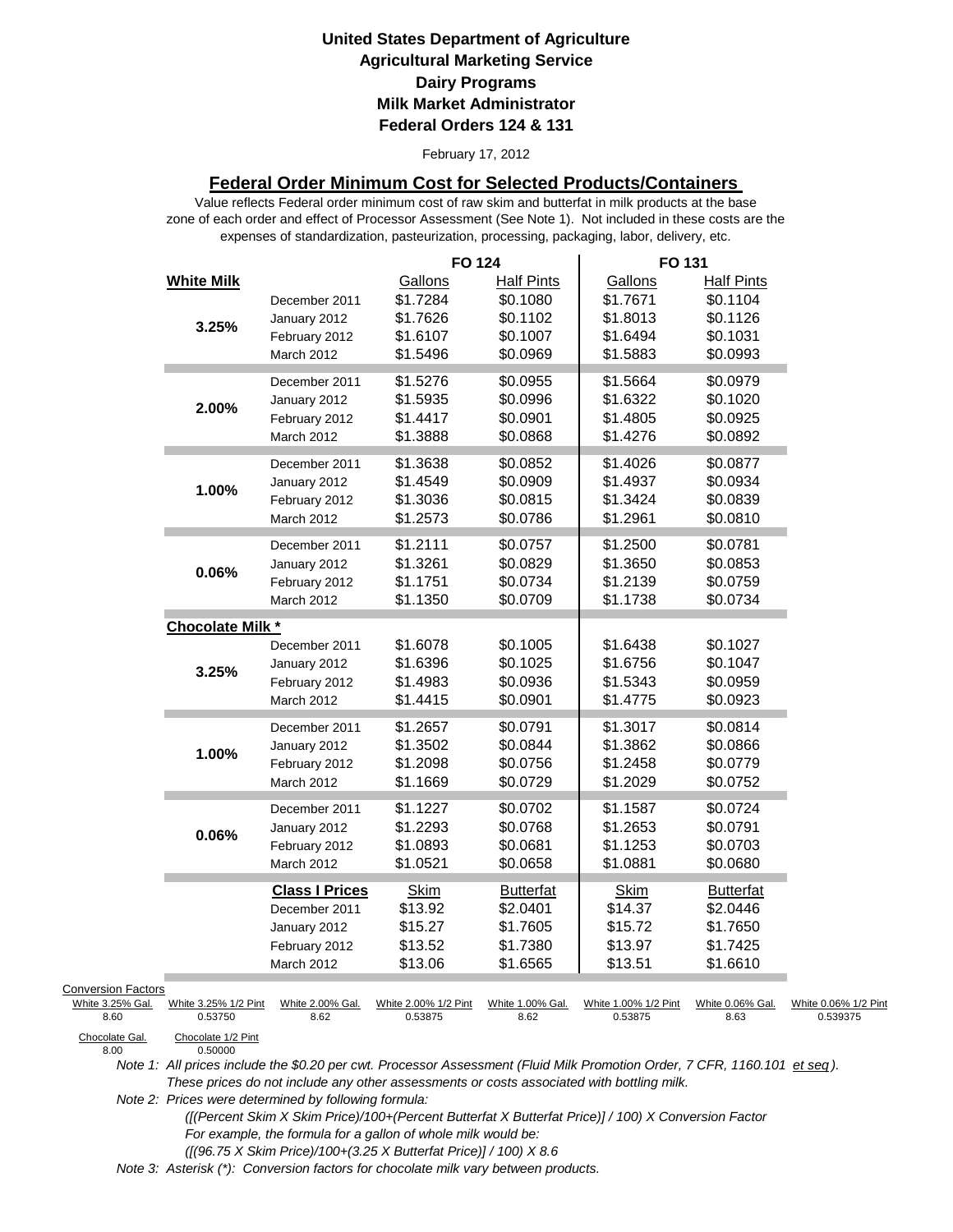# United States Department of Agriculture
## Agricultural Marketing Service
## Dairy Programs
## Milk Market Administrator
## Federal Orders 124 & 131

February 17, 2012

### Federal Order Minimum Cost for Selected Products/Containers

Value reflects Federal order minimum cost of raw skim and butterfat in milk products at the base zone of each order and effect of Processor Assessment (See Note 1). Not included in these costs are the expenses of standardization, pasteurization, processing, packaging, labor, delivery, etc.

| | | FO 124 | | FO 131 | |
|---|---|---|---|---|---|
| **White Milk** | | Gallons | Half Pints | Gallons | Half Pints |
| 3.25% | December 2011 | $1.7284 | $0.1080 | $1.7671 | $0.1104 |
| | January 2012 | $1.7626 | $0.1102 | $1.8013 | $0.1126 |
| | February 2012 | $1.6107 | $0.1007 | $1.6494 | $0.1031 |
| | March 2012 | $1.5496 | $0.0969 | $1.5883 | $0.0993 |
| 2.00% | December 2011 | $1.5276 | $0.0955 | $1.5664 | $0.0979 |
| | January 2012 | $1.5935 | $0.0996 | $1.6322 | $0.1020 |
| | February 2012 | $1.4417 | $0.0901 | $1.4805 | $0.0925 |
| | March 2012 | $1.3888 | $0.0868 | $1.4276 | $0.0892 |
| 1.00% | December 2011 | $1.3638 | $0.0852 | $1.4026 | $0.0877 |
| | January 2012 | $1.4549 | $0.0909 | $1.4937 | $0.0934 |
| | February 2012 | $1.3036 | $0.0815 | $1.3424 | $0.0839 |
| | March 2012 | $1.2573 | $0.0786 | $1.2961 | $0.0810 |
| 0.06% | December 2011 | $1.2111 | $0.0757 | $1.2500 | $0.0781 |
| | January 2012 | $1.3261 | $0.0829 | $1.3650 | $0.0853 |
| | February 2012 | $1.1751 | $0.0734 | $1.2139 | $0.0759 |
| | March 2012 | $1.1350 | $0.0709 | $1.1738 | $0.0734 |
| **Chocolate Milk *** | | | | | |
| 3.25% | December 2011 | $1.6078 | $0.1005 | $1.6438 | $0.1027 |
| | January 2012 | $1.6396 | $0.1025 | $1.6756 | $0.1047 |
| | February 2012 | $1.4983 | $0.0936 | $1.5343 | $0.0959 |
| | March 2012 | $1.4415 | $0.0901 | $1.4775 | $0.0923 |
| 1.00% | December 2011 | $1.2657 | $0.0791 | $1.3017 | $0.0814 |
| | January 2012 | $1.3502 | $0.0844 | $1.3862 | $0.0866 |
| | February 2012 | $1.2098 | $0.0756 | $1.2458 | $0.0779 |
| | March 2012 | $1.1669 | $0.0729 | $1.2029 | $0.0752 |
| 0.06% | December 2011 | $1.1227 | $0.0702 | $1.1587 | $0.0724 |
| | January 2012 | $1.2293 | $0.0768 | $1.2653 | $0.0791 |
| | February 2012 | $1.0893 | $0.0681 | $1.1253 | $0.0703 |
| | March 2012 | $1.0521 | $0.0658 | $1.0881 | $0.0680 |
| | **Class I Prices** | Skim | Butterfat | Skim | Butterfat |
| | December 2011 | $13.92 | $2.0401 | $14.37 | $2.0446 |
| | January 2012 | $15.27 | $1.7605 | $15.72 | $1.7650 |
| | February 2012 | $13.52 | $1.7380 | $13.97 | $1.7425 |
| | March 2012 | $13.06 | $1.6565 | $13.51 | $1.6610 |

Conversion Factors

| White 3.25% Gal. | White 3.25% 1/2 Pint | White 2.00% Gal. | White 2.00% 1/2 Pint | White 1.00% Gal. | White 1.00% 1/2 Pint | White 0.06% Gal. | White 0.06% 1/2 Pint |
|---|---|---|---|---|---|---|---|
| 8.60 | 0.53750 | 8.62 | 0.53875 | 8.62 | 0.53875 | 8.63 | 0.539375 |

| Chocolate Gal. | Chocolate 1/2 Pint |
|---|---|
| 8.00 | 0.50000 |

*Note 1: All prices include the $0.20 per cwt. Processor Assessment (Fluid Milk Promotion Order, 7 CFR, 1160.101 et seq). These prices do not include any other assessments or costs associated with bottling milk.*

*Note 2: Prices were determined by following formula:*

*([(Percent Skim X Skim Price)/100+(Percent Butterfat X Butterfat Price)] / 100) X Conversion Factor*

*For example, the formula for a gallon of whole milk would be:*

*([(96.75 X Skim Price)/100+(3.25 X Butterfat Price)] / 100) X 8.6*

*Note 3: Asterisk (*): Conversion factors for chocolate milk vary between products.*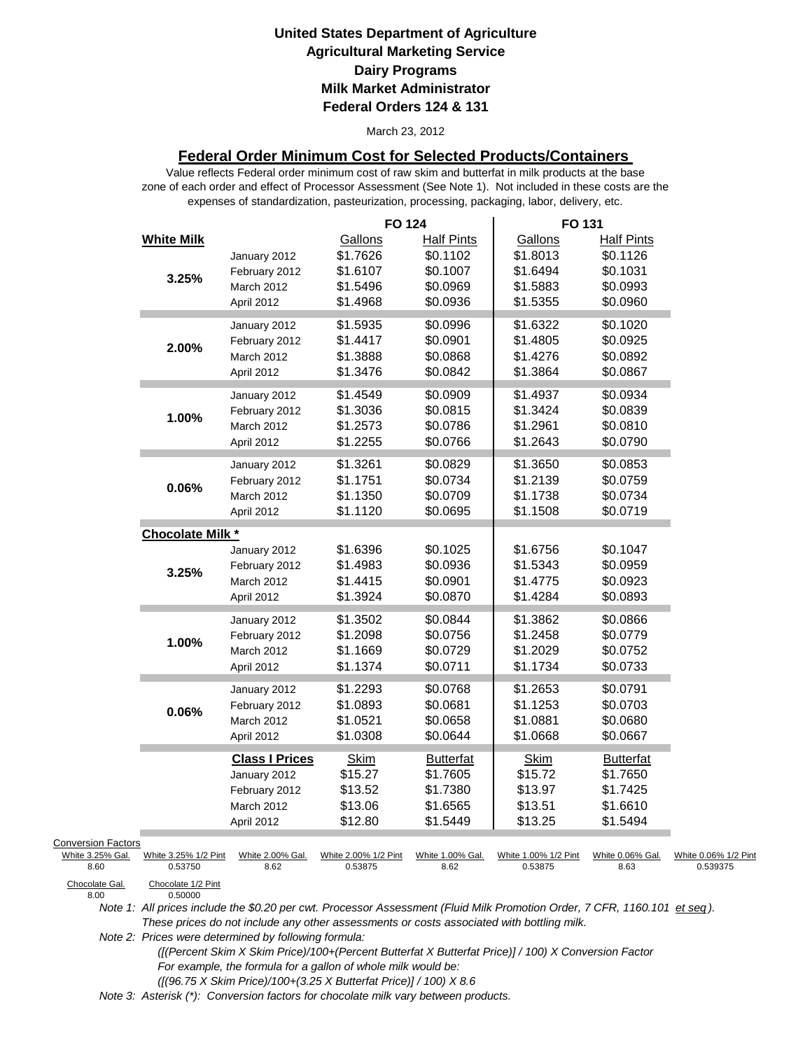**United States Department of Agriculture**
**Agricultural Marketing Service**
**Dairy Programs**
**Milk Market Administrator**
**Federal Orders 124 & 131**

March 23, 2012

## Federal Order Minimum Cost for Selected Products/Containers

Value reflects Federal order minimum cost of raw skim and butterfat in milk products at the base zone of each order and effect of Processor Assessment (See Note 1). Not included in these costs are the expenses of standardization, pasteurization, processing, packaging, labor, delivery, etc.

| | | FO 124 | | FO 131 | |
|---|---|---|---|---|---|
| **White Milk** | | Gallons | Half Pints | Gallons | Half Pints |
| **3.25%** | January 2012 | $1.7626 | $0.1102 | $1.8013 | $0.1126 |
| | February 2012 | $1.6107 | $0.1007 | $1.6494 | $0.1031 |
| | March 2012 | $1.5496 | $0.0969 | $1.5883 | $0.0993 |
| | April 2012 | $1.4968 | $0.0936 | $1.5355 | $0.0960 |
| **2.00%** | January 2012 | $1.5935 | $0.0996 | $1.6322 | $0.1020 |
| | February 2012 | $1.4417 | $0.0901 | $1.4805 | $0.0925 |
| | March 2012 | $1.3888 | $0.0868 | $1.4276 | $0.0892 |
| | April 2012 | $1.3476 | $0.0842 | $1.3864 | $0.0867 |
| **1.00%** | January 2012 | $1.4549 | $0.0909 | $1.4937 | $0.0934 |
| | February 2012 | $1.3036 | $0.0815 | $1.3424 | $0.0839 |
| | March 2012 | $1.2573 | $0.0786 | $1.2961 | $0.0810 |
| | April 2012 | $1.2255 | $0.0766 | $1.2643 | $0.0790 |
| **0.06%** | January 2012 | $1.3261 | $0.0829 | $1.3650 | $0.0853 |
| | February 2012 | $1.1751 | $0.0734 | $1.2139 | $0.0759 |
| | March 2012 | $1.1350 | $0.0709 | $1.1738 | $0.0734 |
| | April 2012 | $1.1120 | $0.0695 | $1.1508 | $0.0719 |
| **Chocolate Milk *** | | | | | |
| **3.25%** | January 2012 | $1.6396 | $0.1025 | $1.6756 | $0.1047 |
| | February 2012 | $1.4983 | $0.0936 | $1.5343 | $0.0959 |
| | March 2012 | $1.4415 | $0.0901 | $1.4775 | $0.0923 |
| | April 2012 | $1.3924 | $0.0870 | $1.4284 | $0.0893 |
| **1.00%** | January 2012 | $1.3502 | $0.0844 | $1.3862 | $0.0866 |
| | February 2012 | $1.2098 | $0.0756 | $1.2458 | $0.0779 |
| | March 2012 | $1.1669 | $0.0729 | $1.2029 | $0.0752 |
| | April 2012 | $1.1374 | $0.0711 | $1.1734 | $0.0733 |
| **0.06%** | January 2012 | $1.2293 | $0.0768 | $1.2653 | $0.0791 |
| | February 2012 | $1.0893 | $0.0681 | $1.1253 | $0.0703 |
| | March 2012 | $1.0521 | $0.0658 | $1.0881 | $0.0680 |
| | April 2012 | $1.0308 | $0.0644 | $1.0668 | $0.0667 |
| | **Class I Prices** | Skim | Butterfat | Skim | Butterfat |
| | January 2012 | $15.27 | $1.7605 | $15.72 | $1.7650 |
| | February 2012 | $13.52 | $1.7380 | $13.97 | $1.7425 |
| | March 2012 | $13.06 | $1.6565 | $13.51 | $1.6610 |
| | April 2012 | $12.80 | $1.5449 | $13.25 | $1.5494 |

Conversion Factors

| White 3.25% Gal. | White 3.25% 1/2 Pint | White 2.00% Gal. | White 2.00% 1/2 Pint | White 1.00% Gal. | White 1.00% 1/2 Pint | White 0.06% Gal. | White 0.06% 1/2 Pint |
|---|---|---|---|---|---|---|---|
| 8.60 | 0.53750 | 8.62 | 0.53875 | 8.62 | 0.53875 | 8.63 | 0.539375 |

| Chocolate Gal. | Chocolate 1/2 Pint |
|---|---|
| 8.00 | 0.50000 |

*Note 1: All prices include the $0.20 per cwt. Processor Assessment (Fluid Milk Promotion Order, 7 CFR, 1160.101 et seq). These prices do not include any other assessments or costs associated with bottling milk.*

*Note 2: Prices were determined by following formula:*
*([(Percent Skim X Skim Price)/100+(Percent Butterfat X Butterfat Price)] / 100) X Conversion Factor*
*For example, the formula for a gallon of whole milk would be:*
*([(96.75 X Skim Price)/100+(3.25 X Butterfat Price)] / 100) X 8.6*

*Note 3: Asterisk (*): Conversion factors for chocolate milk vary between products.*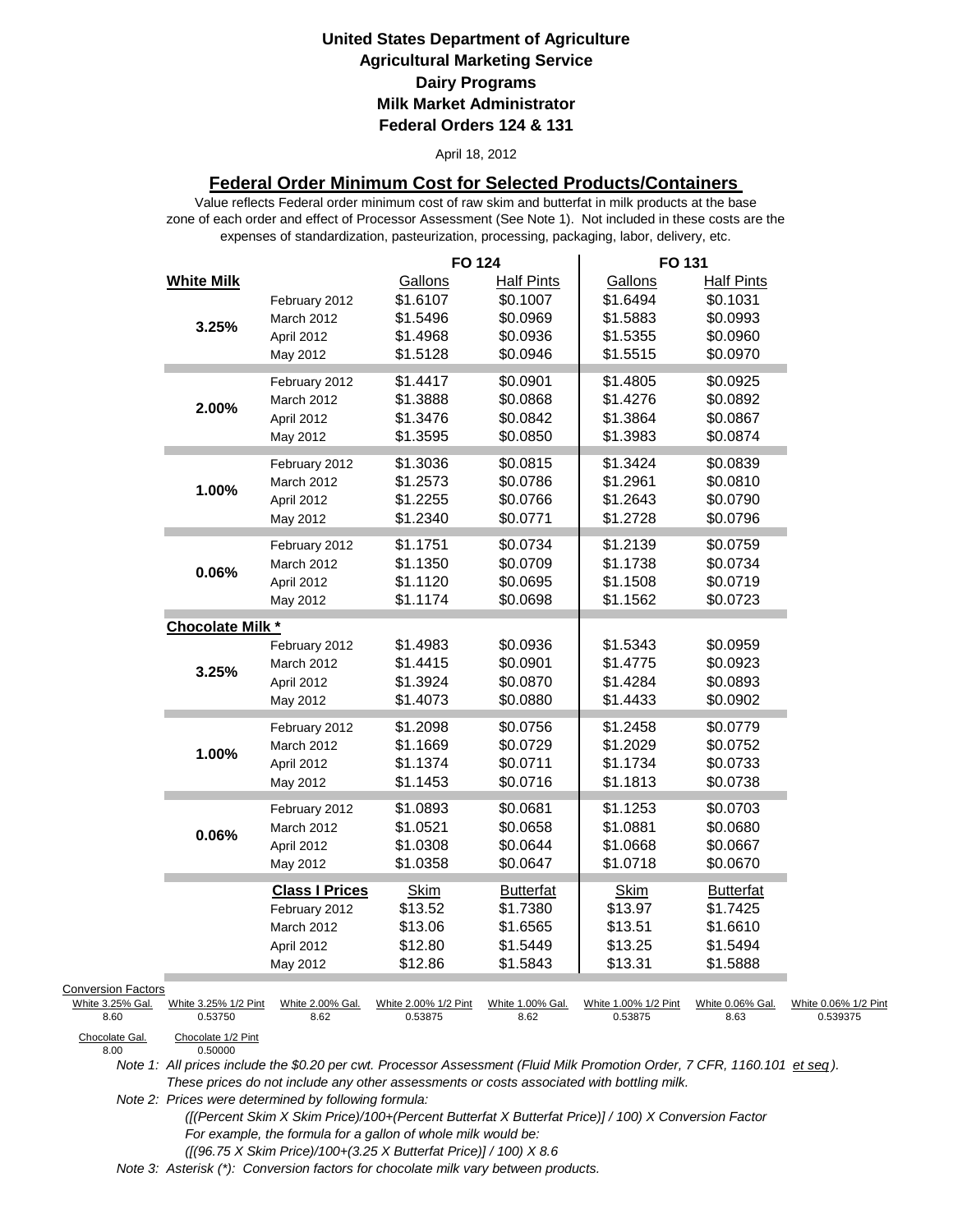**United States Department of Agriculture**
**Agricultural Marketing Service**
**Dairy Programs**
**Milk Market Administrator**
**Federal Orders 124 & 131**

April 18, 2012

## Federal Order Minimum Cost for Selected Products/Containers

Value reflects Federal order minimum cost of raw skim and butterfat in milk products at the base zone of each order and effect of Processor Assessment (See Note 1). Not included in these costs are the expenses of standardization, pasteurization, processing, packaging, labor, delivery, etc.

| | | FO 124 | | FO 131 | |
|---|---|---|---|---|---|
| **White Milk** | | Gallons | Half Pints | Gallons | Half Pints |
| 3.25% | February 2012 | $1.6107 | $0.1007 | $1.6494 | $0.1031 |
| | March 2012 | $1.5496 | $0.0969 | $1.5883 | $0.0993 |
| | April 2012 | $1.4968 | $0.0936 | $1.5355 | $0.0960 |
| | May 2012 | $1.5128 | $0.0946 | $1.5515 | $0.0970 |
| 2.00% | February 2012 | $1.4417 | $0.0901 | $1.4805 | $0.0925 |
| | March 2012 | $1.3888 | $0.0868 | $1.4276 | $0.0892 |
| | April 2012 | $1.3476 | $0.0842 | $1.3864 | $0.0867 |
| | May 2012 | $1.3595 | $0.0850 | $1.3983 | $0.0874 |
| 1.00% | February 2012 | $1.3036 | $0.0815 | $1.3424 | $0.0839 |
| | March 2012 | $1.2573 | $0.0786 | $1.2961 | $0.0810 |
| | April 2012 | $1.2255 | $0.0766 | $1.2643 | $0.0790 |
| | May 2012 | $1.2340 | $0.0771 | $1.2728 | $0.0796 |
| 0.06% | February 2012 | $1.1751 | $0.0734 | $1.2139 | $0.0759 |
| | March 2012 | $1.1350 | $0.0709 | $1.1738 | $0.0734 |
| | April 2012 | $1.1120 | $0.0695 | $1.1508 | $0.0719 |
| | May 2012 | $1.1174 | $0.0698 | $1.1562 | $0.0723 |
| **Chocolate Milk *** | | | | | |
| 3.25% | February 2012 | $1.4983 | $0.0936 | $1.5343 | $0.0959 |
| | March 2012 | $1.4415 | $0.0901 | $1.4775 | $0.0923 |
| | April 2012 | $1.3924 | $0.0870 | $1.4284 | $0.0893 |
| | May 2012 | $1.4073 | $0.0880 | $1.4433 | $0.0902 |
| 1.00% | February 2012 | $1.2098 | $0.0756 | $1.2458 | $0.0779 |
| | March 2012 | $1.1669 | $0.0729 | $1.2029 | $0.0752 |
| | April 2012 | $1.1374 | $0.0711 | $1.1734 | $0.0733 |
| | May 2012 | $1.1453 | $0.0716 | $1.1813 | $0.0738 |
| 0.06% | February 2012 | $1.0893 | $0.0681 | $1.1253 | $0.0703 |
| | March 2012 | $1.0521 | $0.0658 | $1.0881 | $0.0680 |
| | April 2012 | $1.0308 | $0.0644 | $1.0668 | $0.0667 |
| | May 2012 | $1.0358 | $0.0647 | $1.0718 | $0.0670 |
| | **Class I Prices** | Skim | Butterfat | Skim | Butterfat |
| | February 2012 | $13.52 | $1.7380 | $13.97 | $1.7425 |
| | March 2012 | $13.06 | $1.6565 | $13.51 | $1.6610 |
| | April 2012 | $12.80 | $1.5449 | $13.25 | $1.5494 |
| | May 2012 | $12.86 | $1.5843 | $13.31 | $1.5888 |

Conversion Factors

| White 3.25% Gal. | White 3.25% 1/2 Pint | White 2.00% Gal. | White 2.00% 1/2 Pint | White 1.00% Gal. | White 1.00% 1/2 Pint | White 0.06% Gal. | White 0.06% 1/2 Pint |
|---|---|---|---|---|---|---|---|
| 8.60 | 0.53750 | 8.62 | 0.53875 | 8.62 | 0.53875 | 8.63 | 0.539375 |

| Chocolate Gal. | Chocolate 1/2 Pint |
|---|---|
| 8.00 | 0.50000 |

*Note 1: All prices include the $0.20 per cwt. Processor Assessment (Fluid Milk Promotion Order, 7 CFR, 1160.101 et seq). These prices do not include any other assessments or costs associated with bottling milk.*

*Note 2: Prices were determined by following formula:*

*([(Percent Skim X Skim Price)/100+(Percent Butterfat X Butterfat Price)] / 100) X Conversion Factor*

*For example, the formula for a gallon of whole milk would be:*

*([(96.75 X Skim Price)/100+(3.25 X Butterfat Price)] / 100) X 8.6*

*Note 3: Asterisk (*): Conversion factors for chocolate milk vary between products.*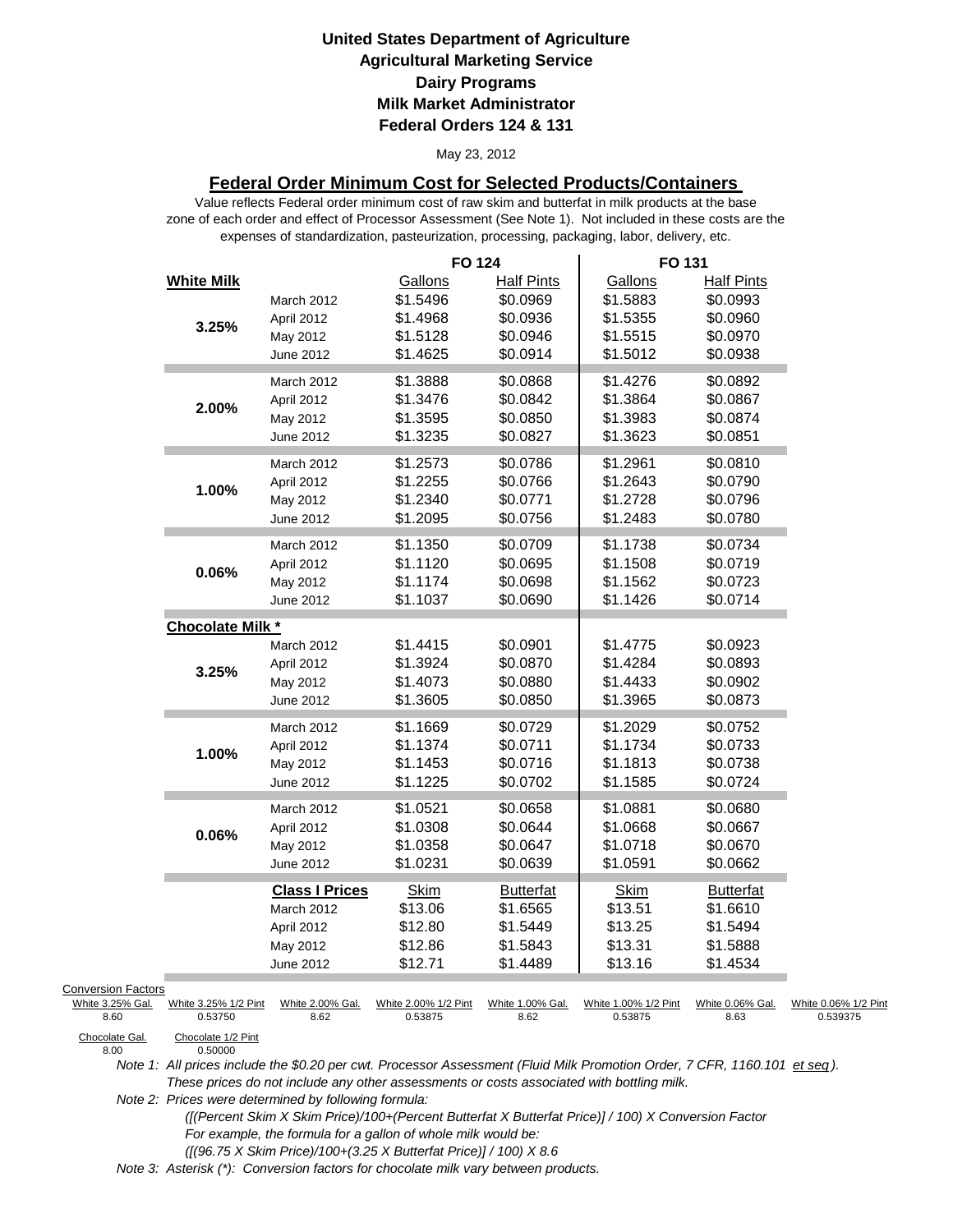**United States Department of Agriculture**
**Agricultural Marketing Service**
**Dairy Programs**
**Milk Market Administrator**
**Federal Orders 124 & 131**

May 23, 2012

## Federal Order Minimum Cost for Selected Products/Containers

Value reflects Federal order minimum cost of raw skim and butterfat in milk products at the base zone of each order and effect of Processor Assessment (See Note 1). Not included in these costs are the expenses of standardization, pasteurization, processing, packaging, labor, delivery, etc.

| | | FO 124 | | FO 131 | |
|---|---|---|---|---|---|
| **White Milk** | | Gallons | Half Pints | Gallons | Half Pints |
| 3.25% | March 2012 | $1.5496 | $0.0969 | $1.5883 | $0.0993 |
| | April 2012 | $1.4968 | $0.0936 | $1.5355 | $0.0960 |
| | May 2012 | $1.5128 | $0.0946 | $1.5515 | $0.0970 |
| | June 2012 | $1.4625 | $0.0914 | $1.5012 | $0.0938 |
| 2.00% | March 2012 | $1.3888 | $0.0868 | $1.4276 | $0.0892 |
| | April 2012 | $1.3476 | $0.0842 | $1.3864 | $0.0867 |
| | May 2012 | $1.3595 | $0.0850 | $1.3983 | $0.0874 |
| | June 2012 | $1.3235 | $0.0827 | $1.3623 | $0.0851 |
| 1.00% | March 2012 | $1.2573 | $0.0786 | $1.2961 | $0.0810 |
| | April 2012 | $1.2255 | $0.0766 | $1.2643 | $0.0790 |
| | May 2012 | $1.2340 | $0.0771 | $1.2728 | $0.0796 |
| | June 2012 | $1.2095 | $0.0756 | $1.2483 | $0.0780 |
| 0.06% | March 2012 | $1.1350 | $0.0709 | $1.1738 | $0.0734 |
| | April 2012 | $1.1120 | $0.0695 | $1.1508 | $0.0719 |
| | May 2012 | $1.1174 | $0.0698 | $1.1562 | $0.0723 |
| | June 2012 | $1.1037 | $0.0690 | $1.1426 | $0.0714 |
| **Chocolate Milk *** | | | | | |
| 3.25% | March 2012 | $1.4415 | $0.0901 | $1.4775 | $0.0923 |
| | April 2012 | $1.3924 | $0.0870 | $1.4284 | $0.0893 |
| | May 2012 | $1.4073 | $0.0880 | $1.4433 | $0.0902 |
| | June 2012 | $1.3605 | $0.0850 | $1.3965 | $0.0873 |
| 1.00% | March 2012 | $1.1669 | $0.0729 | $1.2029 | $0.0752 |
| | April 2012 | $1.1374 | $0.0711 | $1.1734 | $0.0733 |
| | May 2012 | $1.1453 | $0.0716 | $1.1813 | $0.0738 |
| | June 2012 | $1.1225 | $0.0702 | $1.1585 | $0.0724 |
| 0.06% | March 2012 | $1.0521 | $0.0658 | $1.0881 | $0.0680 |
| | April 2012 | $1.0308 | $0.0644 | $1.0668 | $0.0667 |
| | May 2012 | $1.0358 | $0.0647 | $1.0718 | $0.0670 |
| | June 2012 | $1.0231 | $0.0639 | $1.0591 | $0.0662 |
| | **Class I Prices** | Skim | Butterfat | Skim | Butterfat |
| | March 2012 | $13.06 | $1.6565 | $13.51 | $1.6610 |
| | April 2012 | $12.80 | $1.5449 | $13.25 | $1.5494 |
| | May 2012 | $12.86 | $1.5843 | $13.31 | $1.5888 |
| | June 2012 | $12.71 | $1.4489 | $13.16 | $1.4534 |

Conversion Factors

| White 3.25% Gal. | White 3.25% 1/2 Pint | White 2.00% Gal. | White 2.00% 1/2 Pint | White 1.00% Gal. | White 1.00% 1/2 Pint | White 0.06% Gal. | White 0.06% 1/2 Pint |
|---|---|---|---|---|---|---|---|
| 8.60 | 0.53750 | 8.62 | 0.53875 | 8.62 | 0.53875 | 8.63 | 0.539375 |

| Chocolate Gal. | Chocolate 1/2 Pint |
|---|---|
| 8.00 | 0.50000 |

*Note 1: All prices include the $0.20 per cwt. Processor Assessment (Fluid Milk Promotion Order, 7 CFR, 1160.101 et seq). These prices do not include any other assessments or costs associated with bottling milk.*

*Note 2: Prices were determined by following formula:*

*([(Percent Skim X Skim Price)/100+(Percent Butterfat X Butterfat Price)] / 100) X Conversion Factor*

*For example, the formula for a gallon of whole milk would be:*

*([(96.75 X Skim Price)/100+(3.25 X Butterfat Price)] / 100) X 8.6*

*Note 3: Asterisk (*): Conversion factors for chocolate milk vary between products.*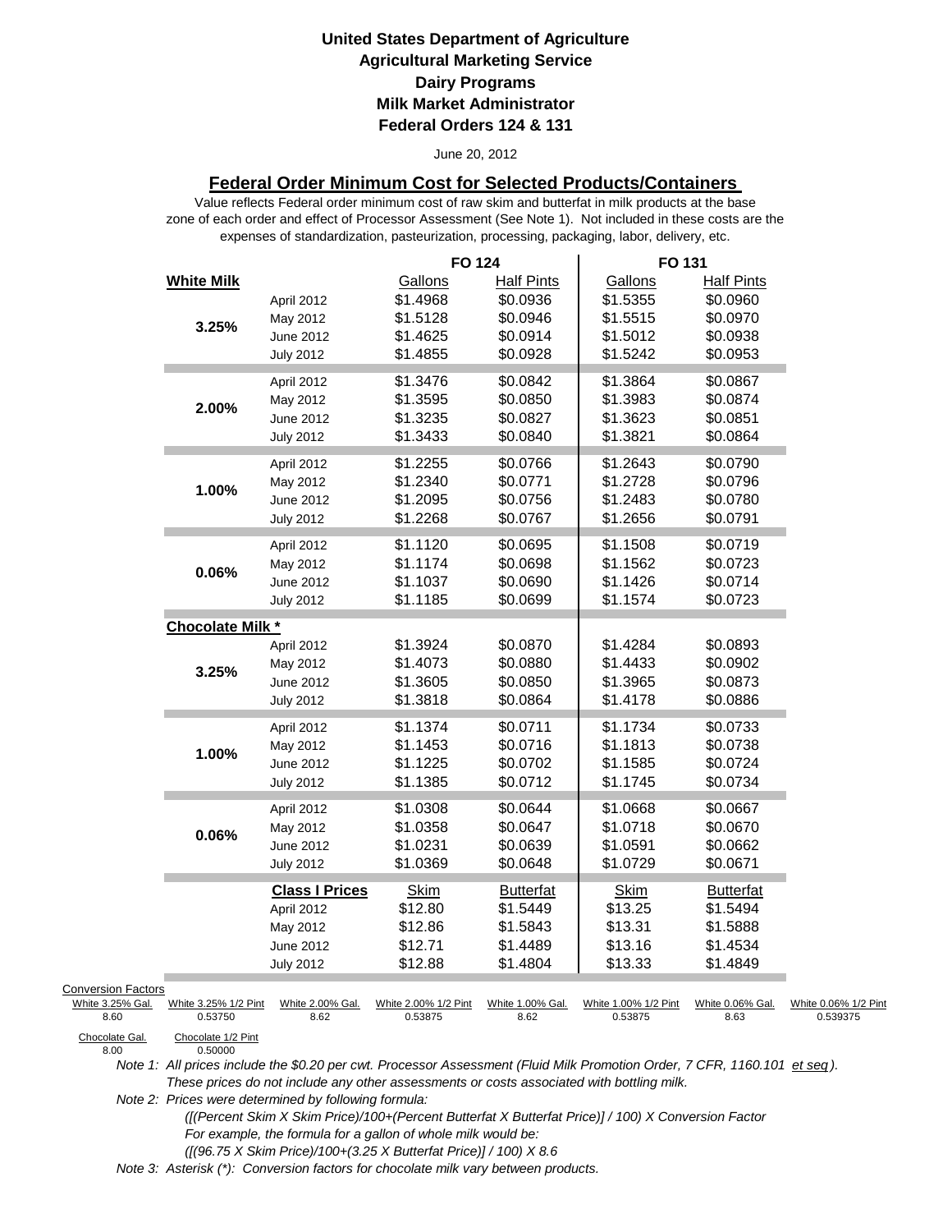**United States Department of Agriculture**
**Agricultural Marketing Service**
**Dairy Programs**
**Milk Market Administrator**
**Federal Orders 124 & 131**

June 20, 2012

## Federal Order Minimum Cost for Selected Products/Containers

Value reflects Federal order minimum cost of raw skim and butterfat in milk products at the base zone of each order and effect of Processor Assessment (See Note 1). Not included in these costs are the expenses of standardization, pasteurization, processing, packaging, labor, delivery, etc.

| | | FO 124 | | FO 131 | |
|---|---|---|---|---|---|
| **White Milk** | | Gallons | Half Pints | Gallons | Half Pints |
| 3.25% | April 2012 | $1.4968 | $0.0936 | $1.5355 | $0.0960 |
| | May 2012 | $1.5128 | $0.0946 | $1.5515 | $0.0970 |
| | June 2012 | $1.4625 | $0.0914 | $1.5012 | $0.0938 |
| | July 2012 | $1.4855 | $0.0928 | $1.5242 | $0.0953 |
| 2.00% | April 2012 | $1.3476 | $0.0842 | $1.3864 | $0.0867 |
| | May 2012 | $1.3595 | $0.0850 | $1.3983 | $0.0874 |
| | June 2012 | $1.3235 | $0.0827 | $1.3623 | $0.0851 |
| | July 2012 | $1.3433 | $0.0840 | $1.3821 | $0.0864 |
| 1.00% | April 2012 | $1.2255 | $0.0766 | $1.2643 | $0.0790 |
| | May 2012 | $1.2340 | $0.0771 | $1.2728 | $0.0796 |
| | June 2012 | $1.2095 | $0.0756 | $1.2483 | $0.0780 |
| | July 2012 | $1.2268 | $0.0767 | $1.2656 | $0.0791 |
| 0.06% | April 2012 | $1.1120 | $0.0695 | $1.1508 | $0.0719 |
| | May 2012 | $1.1174 | $0.0698 | $1.1562 | $0.0723 |
| | June 2012 | $1.1037 | $0.0690 | $1.1426 | $0.0714 |
| | July 2012 | $1.1185 | $0.0699 | $1.1574 | $0.0723 |
| **Chocolate Milk \*** | | | | | |
| 3.25% | April 2012 | $1.3924 | $0.0870 | $1.4284 | $0.0893 |
| | May 2012 | $1.4073 | $0.0880 | $1.4433 | $0.0902 |
| | June 2012 | $1.3605 | $0.0850 | $1.3965 | $0.0873 |
| | July 2012 | $1.3818 | $0.0864 | $1.4178 | $0.0886 |
| 1.00% | April 2012 | $1.1374 | $0.0711 | $1.1734 | $0.0733 |
| | May 2012 | $1.1453 | $0.0716 | $1.1813 | $0.0738 |
| | June 2012 | $1.1225 | $0.0702 | $1.1585 | $0.0724 |
| | July 2012 | $1.1385 | $0.0712 | $1.1745 | $0.0734 |
| 0.06% | April 2012 | $1.0308 | $0.0644 | $1.0668 | $0.0667 |
| | May 2012 | $1.0358 | $0.0647 | $1.0718 | $0.0670 |
| | June 2012 | $1.0231 | $0.0639 | $1.0591 | $0.0662 |
| | July 2012 | $1.0369 | $0.0648 | $1.0729 | $0.0671 |
| | **Class I Prices** | Skim | Butterfat | Skim | Butterfat |
| | April 2012 | $12.80 | $1.5449 | $13.25 | $1.5494 |
| | May 2012 | $12.86 | $1.5843 | $13.31 | $1.5888 |
| | June 2012 | $12.71 | $1.4489 | $13.16 | $1.4534 |
| | July 2012 | $12.88 | $1.4804 | $13.33 | $1.4849 |

Conversion Factors

| White 3.25% Gal. | White 3.25% 1/2 Pint | White 2.00% Gal. | White 2.00% 1/2 Pint | White 1.00% Gal. | White 1.00% 1/2 Pint | White 0.06% Gal. | White 0.06% 1/2 Pint |
|---|---|---|---|---|---|---|---|
| 8.60 | 0.53750 | 8.62 | 0.53875 | 8.62 | 0.53875 | 8.63 | 0.539375 |

| Chocolate Gal. | Chocolate 1/2 Pint |
|---|---|
| 8.00 | 0.50000 |

*Note 1: All prices include the $0.20 per cwt. Processor Assessment (Fluid Milk Promotion Order, 7 CFR, 1160.101 et seq). These prices do not include any other assessments or costs associated with bottling milk.*

*Note 2: Prices were determined by following formula:*
*([(Percent Skim X Skim Price)/100+(Percent Butterfat X Butterfat Price)] / 100) X Conversion Factor*
*For example, the formula for a gallon of whole milk would be:*
*([(96.75 X Skim Price)/100+(3.25 X Butterfat Price)] / 100) X 8.6*

*Note 3: Asterisk (\*): Conversion factors for chocolate milk vary between products.*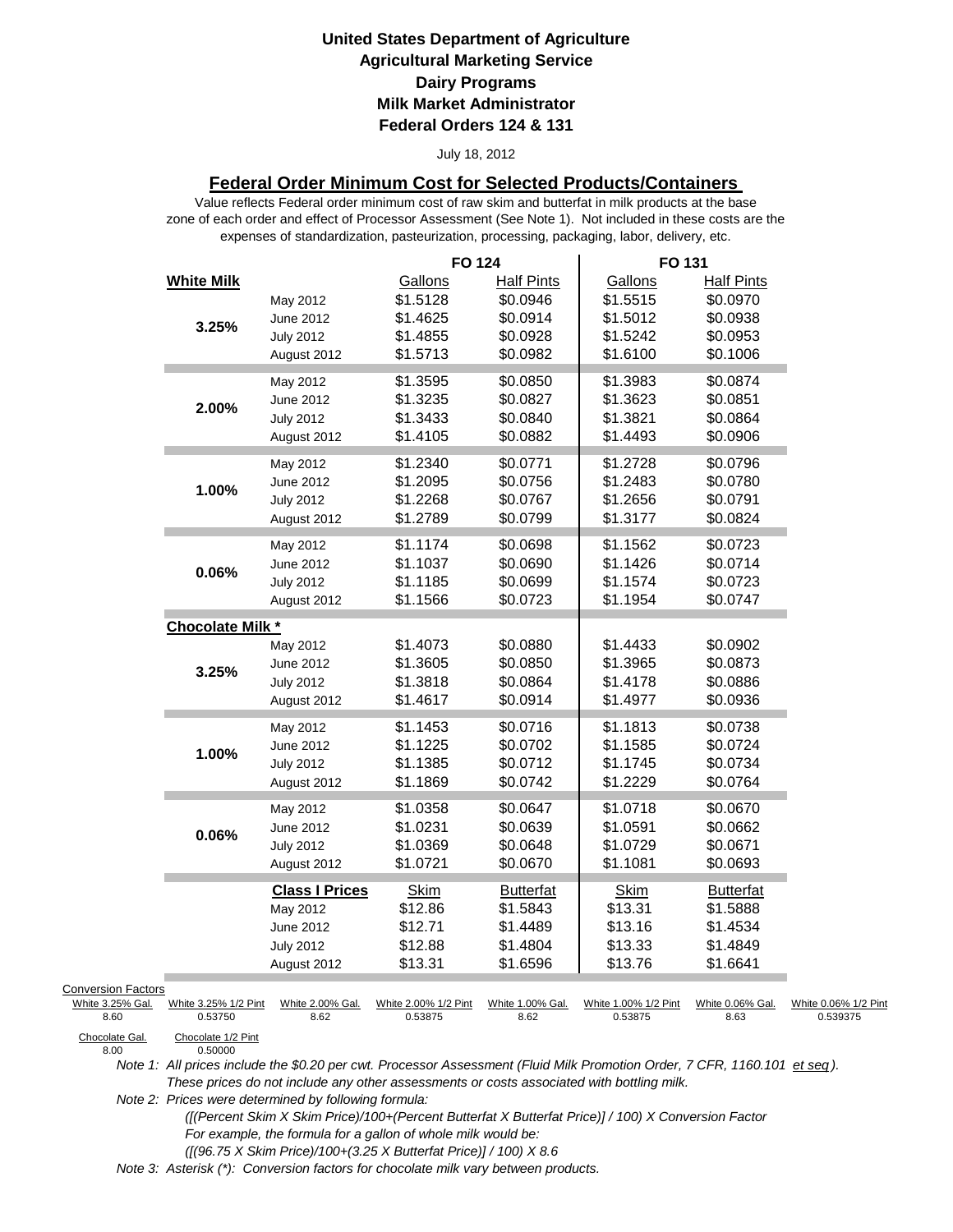**United States Department of Agriculture**
**Agricultural Marketing Service**
**Dairy Programs**
**Milk Market Administrator**
**Federal Orders 124 & 131**

July 18, 2012

## Federal Order Minimum Cost for Selected Products/Containers

Value reflects Federal order minimum cost of raw skim and butterfat in milk products at the base zone of each order and effect of Processor Assessment (See Note 1). Not included in these costs are the expenses of standardization, pasteurization, processing, packaging, labor, delivery, etc.

| | | FO 124 | | FO 131 | |
|---|---|---|---|---|---|
| **White Milk** | | Gallons | Half Pints | Gallons | Half Pints |
| 3.25% | May 2012 | $1.5128 | $0.0946 | $1.5515 | $0.0970 |
| | June 2012 | $1.4625 | $0.0914 | $1.5012 | $0.0938 |
| | July 2012 | $1.4855 | $0.0928 | $1.5242 | $0.0953 |
| | August 2012 | $1.5713 | $0.0982 | $1.6100 | $0.1006 |
| 2.00% | May 2012 | $1.3595 | $0.0850 | $1.3983 | $0.0874 |
| | June 2012 | $1.3235 | $0.0827 | $1.3623 | $0.0851 |
| | July 2012 | $1.3433 | $0.0840 | $1.3821 | $0.0864 |
| | August 2012 | $1.4105 | $0.0882 | $1.4493 | $0.0906 |
| 1.00% | May 2012 | $1.2340 | $0.0771 | $1.2728 | $0.0796 |
| | June 2012 | $1.2095 | $0.0756 | $1.2483 | $0.0780 |
| | July 2012 | $1.2268 | $0.0767 | $1.2656 | $0.0791 |
| | August 2012 | $1.2789 | $0.0799 | $1.3177 | $0.0824 |
| 0.06% | May 2012 | $1.1174 | $0.0698 | $1.1562 | $0.0723 |
| | June 2012 | $1.1037 | $0.0690 | $1.1426 | $0.0714 |
| | July 2012 | $1.1185 | $0.0699 | $1.1574 | $0.0723 |
| | August 2012 | $1.1566 | $0.0723 | $1.1954 | $0.0747 |
| **Chocolate Milk *** | | | | | |
| 3.25% | May 2012 | $1.4073 | $0.0880 | $1.4433 | $0.0902 |
| | June 2012 | $1.3605 | $0.0850 | $1.3965 | $0.0873 |
| | July 2012 | $1.3818 | $0.0864 | $1.4178 | $0.0886 |
| | August 2012 | $1.4617 | $0.0914 | $1.4977 | $0.0936 |
| 1.00% | May 2012 | $1.1453 | $0.0716 | $1.1813 | $0.0738 |
| | June 2012 | $1.1225 | $0.0702 | $1.1585 | $0.0724 |
| | July 2012 | $1.1385 | $0.0712 | $1.1745 | $0.0734 |
| | August 2012 | $1.1869 | $0.0742 | $1.2229 | $0.0764 |
| 0.06% | May 2012 | $1.0358 | $0.0647 | $1.0718 | $0.0670 |
| | June 2012 | $1.0231 | $0.0639 | $1.0591 | $0.0662 |
| | July 2012 | $1.0369 | $0.0648 | $1.0729 | $0.0671 |
| | August 2012 | $1.0721 | $0.0670 | $1.1081 | $0.0693 |
| | **Class I Prices** | Skim | Butterfat | Skim | Butterfat |
| | May 2012 | $12.86 | $1.5843 | $13.31 | $1.5888 |
| | June 2012 | $12.71 | $1.4489 | $13.16 | $1.4534 |
| | July 2012 | $12.88 | $1.4804 | $13.33 | $1.4849 |
| | August 2012 | $13.31 | $1.6596 | $13.76 | $1.6641 |

Conversion Factors

| White 3.25% Gal. | White 3.25% 1/2 Pint | White 2.00% Gal. | White 2.00% 1/2 Pint | White 1.00% Gal. | White 1.00% 1/2 Pint | White 0.06% Gal. | White 0.06% 1/2 Pint |
|---|---|---|---|---|---|---|---|
| 8.60 | 0.53750 | 8.62 | 0.53875 | 8.62 | 0.53875 | 8.63 | 0.539375 |

| Chocolate Gal. | Chocolate 1/2 Pint |
|---|---|
| 8.00 | 0.50000 |

Note 1: *All prices include the $0.20 per cwt. Processor Assessment (Fluid Milk Promotion Order, 7 CFR, 1160.101 et seq). These prices do not include any other assessments or costs associated with bottling milk.*

Note 2: *Prices were determined by following formula:*
*([(Percent Skim X Skim Price)/100+(Percent Butterfat X Butterfat Price)] / 100) X Conversion Factor*
*For example, the formula for a gallon of whole milk would be:*
*([(96.75 X Skim Price)/100+(3.25 X Butterfat Price)] / 100) X 8.6*

Note 3: *Asterisk (*): Conversion factors for chocolate milk vary between products.*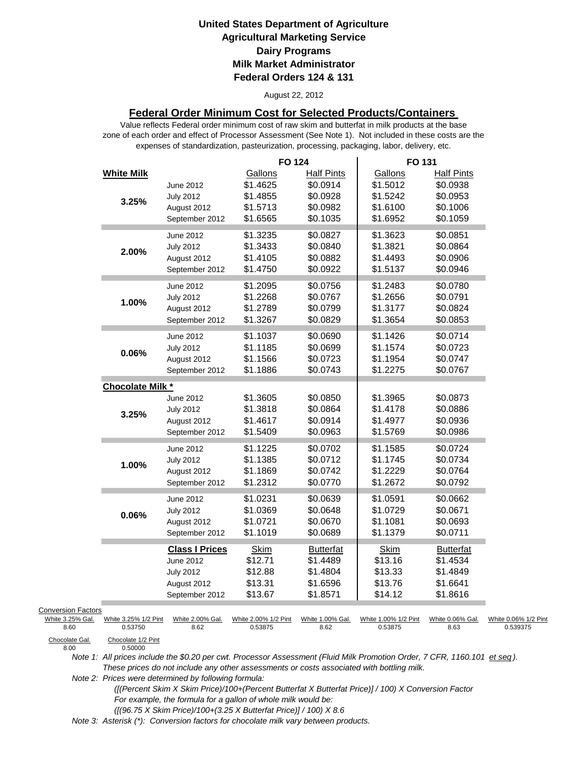**United States Department of Agriculture**
**Agricultural Marketing Service**
**Dairy Programs**
**Milk Market Administrator**
**Federal Orders 124 & 131**

August 22, 2012

## Federal Order Minimum Cost for Selected Products/Containers

Value reflects Federal order minimum cost of raw skim and butterfat in milk products at the base zone of each order and effect of Processor Assessment (See Note 1). Not included in these costs are the expenses of standardization, pasteurization, processing, packaging, labor, delivery, etc.

| | | FO 124 | | FO 131 | |
|---|---|---|---|---|---|
| **White Milk** | | Gallons | Half Pints | Gallons | Half Pints |
| 3.25% | June 2012 | $1.4625 | $0.0914 | $1.5012 | $0.0938 |
| | July 2012 | $1.4855 | $0.0928 | $1.5242 | $0.0953 |
| | August 2012 | $1.5713 | $0.0982 | $1.6100 | $0.1006 |
| | September 2012 | $1.6565 | $0.1035 | $1.6952 | $0.1059 |
| 2.00% | June 2012 | $1.3235 | $0.0827 | $1.3623 | $0.0851 |
| | July 2012 | $1.3433 | $0.0840 | $1.3821 | $0.0864 |
| | August 2012 | $1.4105 | $0.0882 | $1.4493 | $0.0906 |
| | September 2012 | $1.4750 | $0.0922 | $1.5137 | $0.0946 |
| 1.00% | June 2012 | $1.2095 | $0.0756 | $1.2483 | $0.0780 |
| | July 2012 | $1.2268 | $0.0767 | $1.2656 | $0.0791 |
| | August 2012 | $1.2789 | $0.0799 | $1.3177 | $0.0824 |
| | September 2012 | $1.3267 | $0.0829 | $1.3654 | $0.0853 |
| 0.06% | June 2012 | $1.1037 | $0.0690 | $1.1426 | $0.0714 |
| | July 2012 | $1.1185 | $0.0699 | $1.1574 | $0.0723 |
| | August 2012 | $1.1566 | $0.0723 | $1.1954 | $0.0747 |
| | September 2012 | $1.1886 | $0.0743 | $1.2275 | $0.0767 |
| **Chocolate Milk *** | | | | | |
| 3.25% | June 2012 | $1.3605 | $0.0850 | $1.3965 | $0.0873 |
| | July 2012 | $1.3818 | $0.0864 | $1.4178 | $0.0886 |
| | August 2012 | $1.4617 | $0.0914 | $1.4977 | $0.0936 |
| | September 2012 | $1.5409 | $0.0963 | $1.5769 | $0.0986 |
| 1.00% | June 2012 | $1.1225 | $0.0702 | $1.1585 | $0.0724 |
| | July 2012 | $1.1385 | $0.0712 | $1.1745 | $0.0734 |
| | August 2012 | $1.1869 | $0.0742 | $1.2229 | $0.0764 |
| | September 2012 | $1.2312 | $0.0770 | $1.2672 | $0.0792 |
| 0.06% | June 2012 | $1.0231 | $0.0639 | $1.0591 | $0.0662 |
| | July 2012 | $1.0369 | $0.0648 | $1.0729 | $0.0671 |
| | August 2012 | $1.0721 | $0.0670 | $1.1081 | $0.0693 |
| | September 2012 | $1.1019 | $0.0689 | $1.1379 | $0.0711 |
| | **Class I Prices** | Skim | Butterfat | Skim | Butterfat |
| | June 2012 | $12.71 | $1.4489 | $13.16 | $1.4534 |
| | July 2012 | $12.88 | $1.4804 | $13.33 | $1.4849 |
| | August 2012 | $13.31 | $1.6596 | $13.76 | $1.6641 |
| | September 2012 | $13.67 | $1.8571 | $14.12 | $1.8616 |

Conversion Factors

| White 3.25% Gal. | White 3.25% 1/2 Pint | White 2.00% Gal. | White 2.00% 1/2 Pint | White 1.00% Gal. | White 1.00% 1/2 Pint | White 0.06% Gal. | White 0.06% 1/2 Pint |
|---|---|---|---|---|---|---|---|
| 8.60 | 0.53750 | 8.62 | 0.53875 | 8.62 | 0.53875 | 8.63 | 0.539375 |

| Chocolate Gal. | Chocolate 1/2 Pint |
|---|---|
| 8.00 | 0.50000 |

*Note 1: All prices include the $0.20 per cwt. Processor Assessment (Fluid Milk Promotion Order, 7 CFR, 1160.101 et seq). These prices do not include any other assessments or costs associated with bottling milk.*

*Note 2: Prices were determined by following formula:*
*([(Percent Skim X Skim Price)/100+(Percent Butterfat X Butterfat Price)] / 100) X Conversion Factor*
*For example, the formula for a gallon of whole milk would be:*
*([(96.75 X Skim Price)/100+(3.25 X Butterfat Price)] / 100) X 8.6*

*Note 3: Asterisk (*): Conversion factors for chocolate milk vary between products.*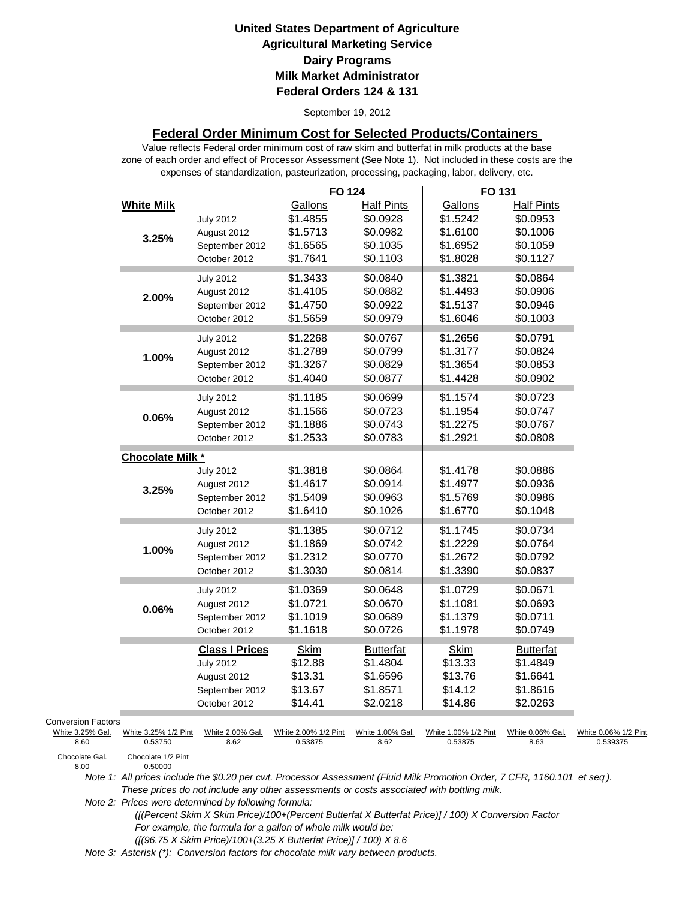# United States Department of Agriculture
## Agricultural Marketing Service
## Dairy Programs
## Milk Market Administrator
## Federal Orders 124 & 131

September 19, 2012

### Federal Order Minimum Cost for Selected Products/Containers

Value reflects Federal order minimum cost of raw skim and butterfat in milk products at the base zone of each order and effect of Processor Assessment (See Note 1). Not included in these costs are the expenses of standardization, pasteurization, processing, packaging, labor, delivery, etc.

| | | FO 124 | | FO 131 | |
|---|---|---|---|---|---|
| **White Milk** | | Gallons | Half Pints | Gallons | Half Pints |
| **3.25%** | July 2012 | $1.4855 | $0.0928 | $1.5242 | $0.0953 |
| | August 2012 | $1.5713 | $0.0982 | $1.6100 | $0.1006 |
| | September 2012 | $1.6565 | $0.1035 | $1.6952 | $0.1059 |
| | October 2012 | $1.7641 | $0.1103 | $1.8028 | $0.1127 |
| **2.00%** | July 2012 | $1.3433 | $0.0840 | $1.3821 | $0.0864 |
| | August 2012 | $1.4105 | $0.0882 | $1.4493 | $0.0906 |
| | September 2012 | $1.4750 | $0.0922 | $1.5137 | $0.0946 |
| | October 2012 | $1.5659 | $0.0979 | $1.6046 | $0.1003 |
| **1.00%** | July 2012 | $1.2268 | $0.0767 | $1.2656 | $0.0791 |
| | August 2012 | $1.2789 | $0.0799 | $1.3177 | $0.0824 |
| | September 2012 | $1.3267 | $0.0829 | $1.3654 | $0.0853 |
| | October 2012 | $1.4040 | $0.0877 | $1.4428 | $0.0902 |
| **0.06%** | July 2012 | $1.1185 | $0.0699 | $1.1574 | $0.0723 |
| | August 2012 | $1.1566 | $0.0723 | $1.1954 | $0.0747 |
| | September 2012 | $1.1886 | $0.0743 | $1.2275 | $0.0767 |
| | October 2012 | $1.2533 | $0.0783 | $1.2921 | $0.0808 |
| **Chocolate Milk *** | | | | | |
| **3.25%** | July 2012 | $1.3818 | $0.0864 | $1.4178 | $0.0886 |
| | August 2012 | $1.4617 | $0.0914 | $1.4977 | $0.0936 |
| | September 2012 | $1.5409 | $0.0963 | $1.5769 | $0.0986 |
| | October 2012 | $1.6410 | $0.1026 | $1.6770 | $0.1048 |
| **1.00%** | July 2012 | $1.1385 | $0.0712 | $1.1745 | $0.0734 |
| | August 2012 | $1.1869 | $0.0742 | $1.2229 | $0.0764 |
| | September 2012 | $1.2312 | $0.0770 | $1.2672 | $0.0792 |
| | October 2012 | $1.3030 | $0.0814 | $1.3390 | $0.0837 |
| **0.06%** | July 2012 | $1.0369 | $0.0648 | $1.0729 | $0.0671 |
| | August 2012 | $1.0721 | $0.0670 | $1.1081 | $0.0693 |
| | September 2012 | $1.1019 | $0.0689 | $1.1379 | $0.0711 |
| | October 2012 | $1.1618 | $0.0726 | $1.1978 | $0.0749 |
| | **Class I Prices** | Skim | Butterfat | Skim | Butterfat |
| | July 2012 | $12.88 | $1.4804 | $13.33 | $1.4849 |
| | August 2012 | $13.31 | $1.6596 | $13.76 | $1.6641 |
| | September 2012 | $13.67 | $1.8571 | $14.12 | $1.8616 |
| | October 2012 | $14.41 | $2.0218 | $14.86 | $2.0263 |

Conversion Factors

| White 3.25% Gal. | White 3.25% 1/2 Pint | White 2.00% Gal. | White 2.00% 1/2 Pint | White 1.00% Gal. | White 1.00% 1/2 Pint | White 0.06% Gal. | White 0.06% 1/2 Pint |
|---|---|---|---|---|---|---|---|
| 8.60 | 0.53750 | 8.62 | 0.53875 | 8.62 | 0.53875 | 8.63 | 0.539375 |

| Chocolate Gal. | Chocolate 1/2 Pint |
|---|---|
| 8.00 | 0.50000 |

*Note 1: All prices include the $0.20 per cwt. Processor Assessment (Fluid Milk Promotion Order, 7 CFR, 1160.101 et seq). These prices do not include any other assessments or costs associated with bottling milk.*

*Note 2: Prices were determined by following formula:*
*([(Percent Skim X Skim Price)/100+(Percent Butterfat X Butterfat Price)] / 100) X Conversion Factor*
*For example, the formula for a gallon of whole milk would be:*
*([(96.75 X Skim Price)/100+(3.25 X Butterfat Price)] / 100) X 8.6*

*Note 3: Asterisk (*): Conversion factors for chocolate milk vary between products.*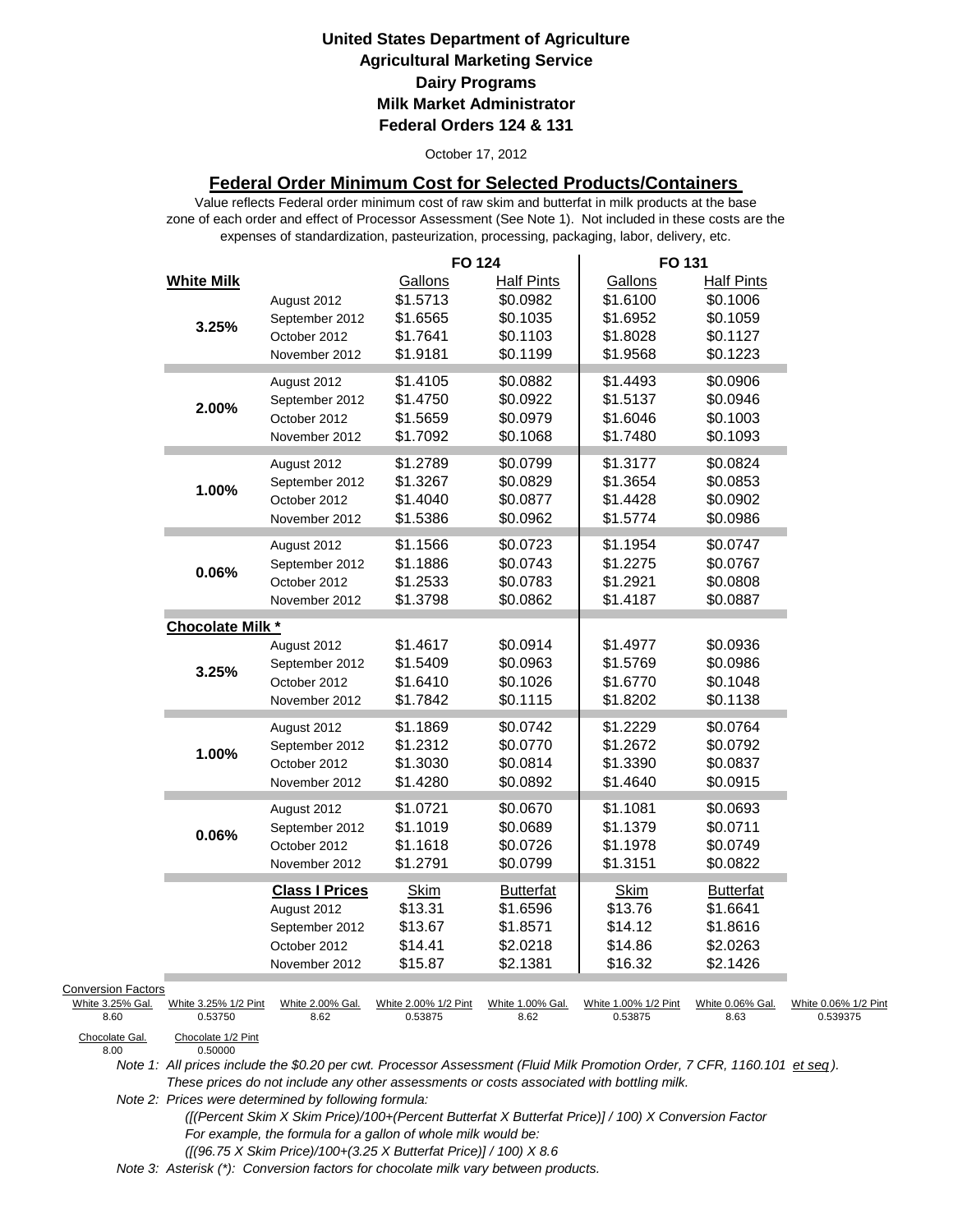**United States Department of Agriculture**
**Agricultural Marketing Service**
**Dairy Programs**
**Milk Market Administrator**
**Federal Orders 124 & 131**

October 17, 2012

## Federal Order Minimum Cost for Selected Products/Containers

Value reflects Federal order minimum cost of raw skim and butterfat in milk products at the base zone of each order and effect of Processor Assessment (See Note 1). Not included in these costs are the expenses of standardization, pasteurization, processing, packaging, labor, delivery, etc.

| | | FO 124 | | FO 131 | |
|---|---|---|---|---|---|
| **White Milk** | | Gallons | Half Pints | Gallons | Half Pints |
| **3.25%** | August 2012 | $1.5713 | $0.0982 | $1.6100 | $0.1006 |
| | September 2012 | $1.6565 | $0.1035 | $1.6952 | $0.1059 |
| | October 2012 | $1.7641 | $0.1103 | $1.8028 | $0.1127 |
| | November 2012 | $1.9181 | $0.1199 | $1.9568 | $0.1223 |
| **2.00%** | August 2012 | $1.4105 | $0.0882 | $1.4493 | $0.0906 |
| | September 2012 | $1.4750 | $0.0922 | $1.5137 | $0.0946 |
| | October 2012 | $1.5659 | $0.0979 | $1.6046 | $0.1003 |
| | November 2012 | $1.7092 | $0.1068 | $1.7480 | $0.1093 |
| **1.00%** | August 2012 | $1.2789 | $0.0799 | $1.3177 | $0.0824 |
| | September 2012 | $1.3267 | $0.0829 | $1.3654 | $0.0853 |
| | October 2012 | $1.4040 | $0.0877 | $1.4428 | $0.0902 |
| | November 2012 | $1.5386 | $0.0962 | $1.5774 | $0.0986 |
| **0.06%** | August 2012 | $1.1566 | $0.0723 | $1.1954 | $0.0747 |
| | September 2012 | $1.1886 | $0.0743 | $1.2275 | $0.0767 |
| | October 2012 | $1.2533 | $0.0783 | $1.2921 | $0.0808 |
| | November 2012 | $1.3798 | $0.0862 | $1.4187 | $0.0887 |
| **Chocolate Milk *** | | | | | |
| **3.25%** | August 2012 | $1.4617 | $0.0914 | $1.4977 | $0.0936 |
| | September 2012 | $1.5409 | $0.0963 | $1.5769 | $0.0986 |
| | October 2012 | $1.6410 | $0.1026 | $1.6770 | $0.1048 |
| | November 2012 | $1.7842 | $0.1115 | $1.8202 | $0.1138 |
| **1.00%** | August 2012 | $1.1869 | $0.0742 | $1.2229 | $0.0764 |
| | September 2012 | $1.2312 | $0.0770 | $1.2672 | $0.0792 |
| | October 2012 | $1.3030 | $0.0814 | $1.3390 | $0.0837 |
| | November 2012 | $1.4280 | $0.0892 | $1.4640 | $0.0915 |
| **0.06%** | August 2012 | $1.0721 | $0.0670 | $1.1081 | $0.0693 |
| | September 2012 | $1.1019 | $0.0689 | $1.1379 | $0.0711 |
| | October 2012 | $1.1618 | $0.0726 | $1.1978 | $0.0749 |
| | November 2012 | $1.2791 | $0.0799 | $1.3151 | $0.0822 |
| | **Class I Prices** | Skim | Butterfat | Skim | Butterfat |
| | August 2012 | $13.31 | $1.6596 | $13.76 | $1.6641 |
| | September 2012 | $13.67 | $1.8571 | $14.12 | $1.8616 |
| | October 2012 | $14.41 | $2.0218 | $14.86 | $2.0263 |
| | November 2012 | $15.87 | $2.1381 | $16.32 | $2.1426 |

Conversion Factors

| White 3.25% Gal. | White 3.25% 1/2 Pint | White 2.00% Gal. | White 2.00% 1/2 Pint | White 1.00% Gal. | White 1.00% 1/2 Pint | White 0.06% Gal. | White 0.06% 1/2 Pint |
|---|---|---|---|---|---|---|---|
| 8.60 | 0.53750 | 8.62 | 0.53875 | 8.62 | 0.53875 | 8.63 | 0.539375 |

| Chocolate Gal. | Chocolate 1/2 Pint |
|---|---|
| 8.00 | 0.50000 |

*Note 1: All prices include the $0.20 per cwt. Processor Assessment (Fluid Milk Promotion Order, 7 CFR, 1160.101 et seq). These prices do not include any other assessments or costs associated with bottling milk.*

*Note 2: Prices were determined by following formula:*
*([(Percent Skim X Skim Price)/100+(Percent Butterfat X Butterfat Price)] / 100) X Conversion Factor*
*For example, the formula for a gallon of whole milk would be:*
*([(96.75 X Skim Price)/100+(3.25 X Butterfat Price)] / 100) X 8.6*

*Note 3: Asterisk (*): Conversion factors for chocolate milk vary between products.*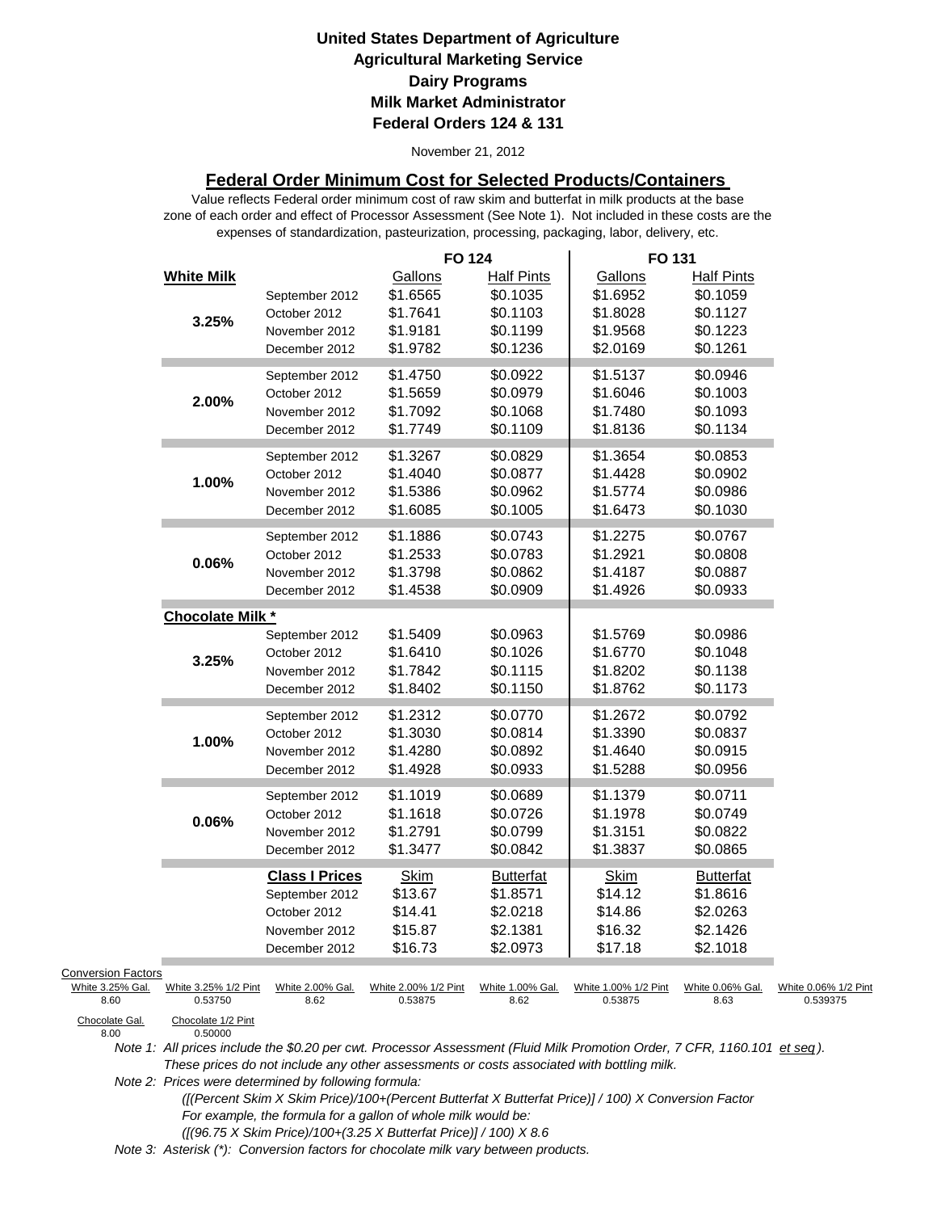**United States Department of Agriculture**
**Agricultural Marketing Service**
**Dairy Programs**
**Milk Market Administrator**
**Federal Orders 124 & 131**

November 21, 2012

## Federal Order Minimum Cost for Selected Products/Containers

Value reflects Federal order minimum cost of raw skim and butterfat in milk products at the base zone of each order and effect of Processor Assessment (See Note 1). Not included in these costs are the expenses of standardization, pasteurization, processing, packaging, labor, delivery, etc.

| | | FO 124 | | FO 131 | |
|---|---|---|---|---|---|
| **White Milk** | | Gallons | Half Pints | Gallons | Half Pints |
| 3.25% | September 2012 | $1.6565 | $0.1035 | $1.6952 | $0.1059 |
| | October 2012 | $1.7641 | $0.1103 | $1.8028 | $0.1127 |
| | November 2012 | $1.9181 | $0.1199 | $1.9568 | $0.1223 |
| | December 2012 | $1.9782 | $0.1236 | $2.0169 | $0.1261 |
| 2.00% | September 2012 | $1.4750 | $0.0922 | $1.5137 | $0.0946 |
| | October 2012 | $1.5659 | $0.0979 | $1.6046 | $0.1003 |
| | November 2012 | $1.7092 | $0.1068 | $1.7480 | $0.1093 |
| | December 2012 | $1.7749 | $0.1109 | $1.8136 | $0.1134 |
| 1.00% | September 2012 | $1.3267 | $0.0829 | $1.3654 | $0.0853 |
| | October 2012 | $1.4040 | $0.0877 | $1.4428 | $0.0902 |
| | November 2012 | $1.5386 | $0.0962 | $1.5774 | $0.0986 |
| | December 2012 | $1.6085 | $0.1005 | $1.6473 | $0.1030 |
| 0.06% | September 2012 | $1.1886 | $0.0743 | $1.2275 | $0.0767 |
| | October 2012 | $1.2533 | $0.0783 | $1.2921 | $0.0808 |
| | November 2012 | $1.3798 | $0.0862 | $1.4187 | $0.0887 |
| | December 2012 | $1.4538 | $0.0909 | $1.4926 | $0.0933 |
| **Chocolate Milk \*** | | | | | |
| 3.25% | September 2012 | $1.5409 | $0.0963 | $1.5769 | $0.0986 |
| | October 2012 | $1.6410 | $0.1026 | $1.6770 | $0.1048 |
| | November 2012 | $1.7842 | $0.1115 | $1.8202 | $0.1138 |
| | December 2012 | $1.8402 | $0.1150 | $1.8762 | $0.1173 |
| 1.00% | September 2012 | $1.2312 | $0.0770 | $1.2672 | $0.0792 |
| | October 2012 | $1.3030 | $0.0814 | $1.3390 | $0.0837 |
| | November 2012 | $1.4280 | $0.0892 | $1.4640 | $0.0915 |
| | December 2012 | $1.4928 | $0.0933 | $1.5288 | $0.0956 |
| 0.06% | September 2012 | $1.1019 | $0.0689 | $1.1379 | $0.0711 |
| | October 2012 | $1.1618 | $0.0726 | $1.1978 | $0.0749 |
| | November 2012 | $1.2791 | $0.0799 | $1.3151 | $0.0822 |
| | December 2012 | $1.3477 | $0.0842 | $1.3837 | $0.0865 |
| | **Class I Prices** | Skim | Butterfat | Skim | Butterfat |
| | September 2012 | $13.67 | $1.8571 | $14.12 | $1.8616 |
| | October 2012 | $14.41 | $2.0218 | $14.86 | $2.0263 |
| | November 2012 | $15.87 | $2.1381 | $16.32 | $2.1426 |
| | December 2012 | $16.73 | $2.0973 | $17.18 | $2.1018 |

Conversion Factors

| White 3.25% Gal. | White 3.25% 1/2 Pint | White 2.00% Gal. | White 2.00% 1/2 Pint | White 1.00% Gal. | White 1.00% 1/2 Pint | White 0.06% Gal. | White 0.06% 1/2 Pint |
|---|---|---|---|---|---|---|---|
| 8.60 | 0.53750 | 8.62 | 0.53875 | 8.62 | 0.53875 | 8.63 | 0.539375 |

| Chocolate Gal. | Chocolate 1/2 Pint |
|---|---|
| 8.00 | 0.50000 |

*Note 1: All prices include the $0.20 per cwt. Processor Assessment (Fluid Milk Promotion Order, 7 CFR, 1160.101 et seq). These prices do not include any other assessments or costs associated with bottling milk.*

*Note 2: Prices were determined by following formula:*
*([(Percent Skim X Skim Price)/100+(Percent Butterfat X Butterfat Price)] / 100) X Conversion Factor*
*For example, the formula for a gallon of whole milk would be:*
*([(96.75 X Skim Price)/100+(3.25 X Butterfat Price)] / 100) X 8.6*

*Note 3: Asterisk (\*): Conversion factors for chocolate milk vary between products.*